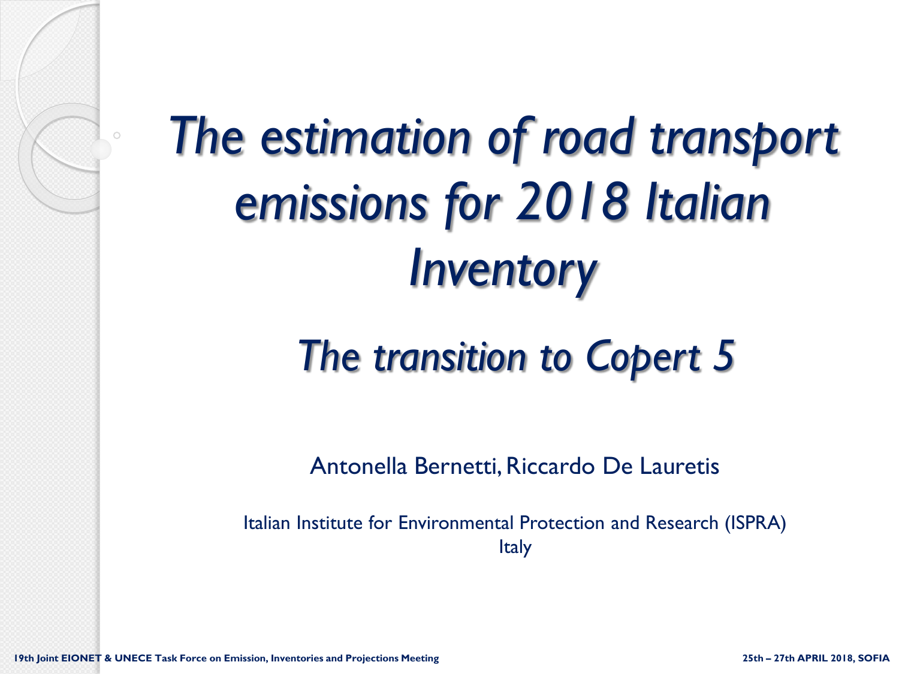# *The estimation of road transport emissions for 2018 Italian Inventory*

## *The transition to Copert 5*

Antonella Bernetti, Riccardo De Lauretis

Italian Institute for Environmental Protection and Research (ISPRA)
Italy

**19th Joint EIONET & UNECE Task Force on Emission, Inventories and Projections Meeting**

**25th – 27th APRIL 2018, SOFIA**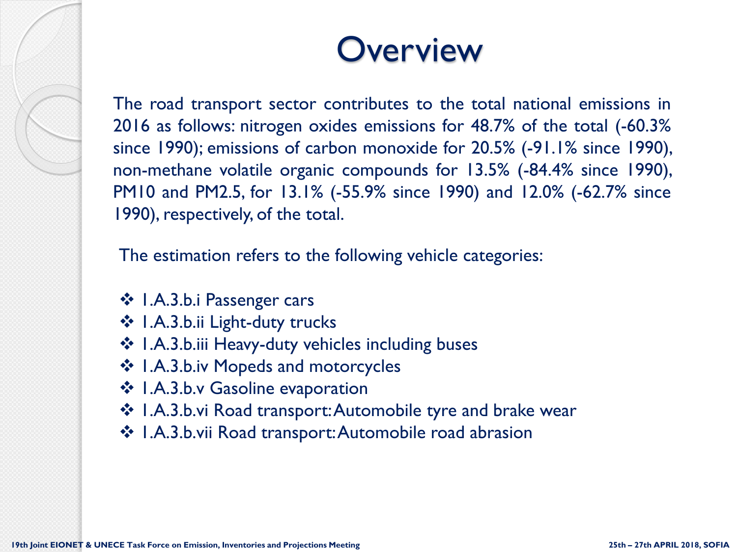# Overview

The road transport sector contributes to the total national emissions in 2016 as follows: nitrogen oxides emissions for 48.7% of the total (-60.3% since 1990); emissions of carbon monoxide for 20.5% (-91.1% since 1990), non-methane volatile organic compounds for 13.5% (-84.4% since 1990), PM10 and PM2.5, for 13.1% (-55.9% since 1990) and 12.0% (-62.7% since 1990), respectively, of the total.

The estimation refers to the following vehicle categories:

- 1.A.3.b.i Passenger cars
- 1.A.3.b.ii Light-duty trucks
- 1.A.3.b.iii Heavy-duty vehicles including buses
- 1.A.3.b.iv Mopeds and motorcycles
- 1.A.3.b.v Gasoline evaporation
- 1.A.3.b.vi Road transport: Automobile tyre and brake wear
- 1.A.3.b.vii Road transport: Automobile road abrasion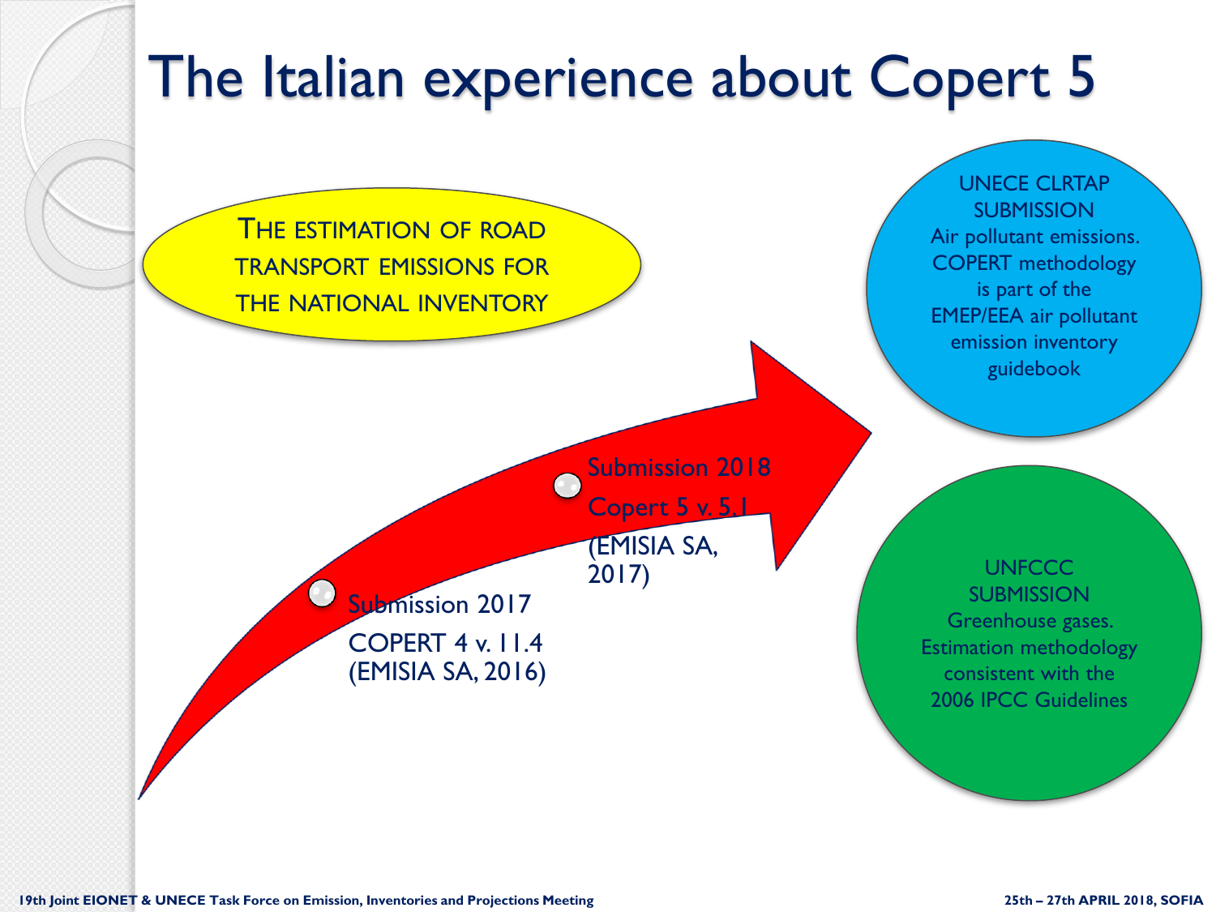# The Italian experience about Copert 5

THE ESTIMATION OF ROAD TRANSPORT EMISSIONS FOR THE NATIONAL INVENTORY

Submission 2017
COPERT 4 v. 11.4 (EMISIA SA, 2016)

Submission 2018
Copert 5 v. 5.1 (EMISIA SA, 2017)

UNECE CLRTAP SUBMISSION
Air pollutant emissions. COPERT methodology is part of the EMEP/EEA air pollutant emission inventory guidebook

UNFCCC SUBMISSION
Greenhouse gases. Estimation methodology consistent with the 2006 IPCC Guidelines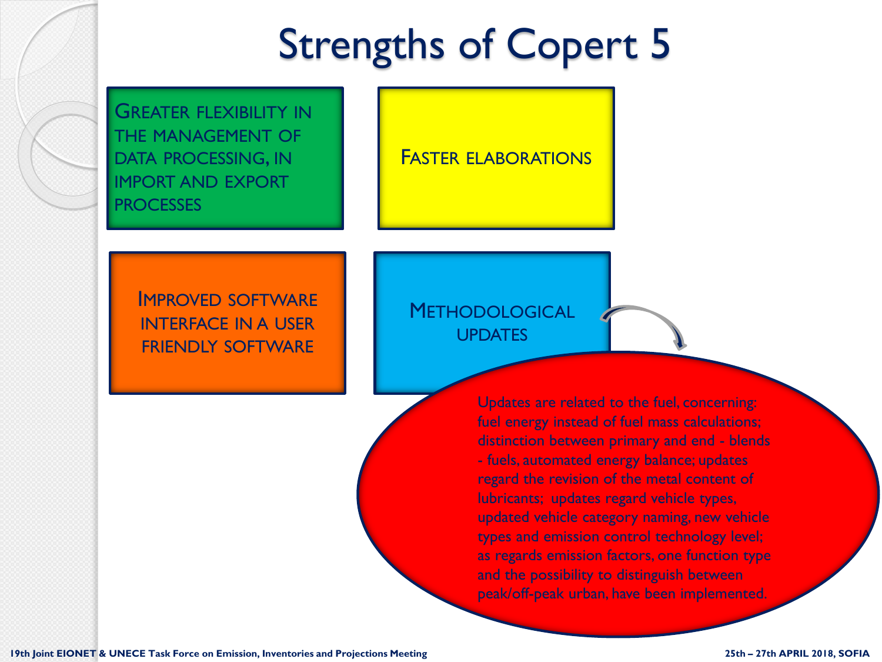# Strengths of Copert 5

Greater flexibility in the management of data processing, in import and export processes

Faster elaborations

Improved software interface in a user friendly software

Methodological updates

Updates are related to the fuel, concerning: fuel energy instead of fuel mass calculations; distinction between primary and end - blends - fuels, automated energy balance; updates regard the revision of the metal content of lubricants; updates regard vehicle types, updated vehicle category naming, new vehicle types and emission control technology level; as regards emission factors, one function type and the possibility to distinguish between peak/off-peak urban, have been implemented.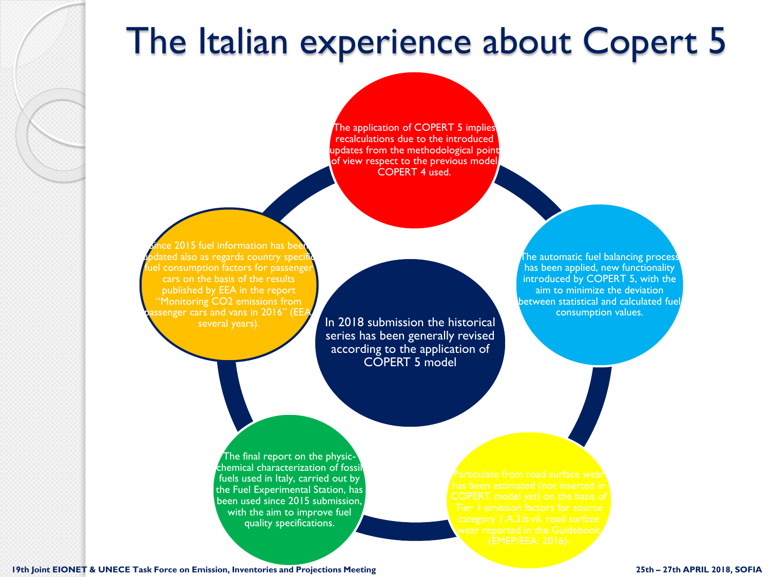# The Italian experience about Copert 5

In 2018 submission the historical series has been generally revised according to the application of COPERT 5 model

- The application of COPERT 5 implies recalculations due to the introduced updates from the methodological point of view respect to the previous model COPERT 4 used.
- The automatic fuel balancing process has been applied, new functionality introduced by COPERT 5, with the aim to minimize the deviation between statistical and calculated fuel consumption values.
- Particulate from road surface wear has been estimated (not inserted in COPERT model yet) on the basis of Tier 1 emission factors for source category 1.A.3.b.vii, road surface wear reported in the Guidebook (EMEP/EEA, 2016).
- The final report on the physic-chemical characterization of fossil fuels used in Italy, carried out by the Fuel Experimental Station, has been used since 2015 submission, with the aim to improve fuel quality specifications.
- Since 2015 fuel information has been updated also as regards country specific fuel consumption factors for passenger cars on the basis of the results published by EEA in the report "Monitoring CO2 emissions from passenger cars and vans in 2016" (EEA, several years).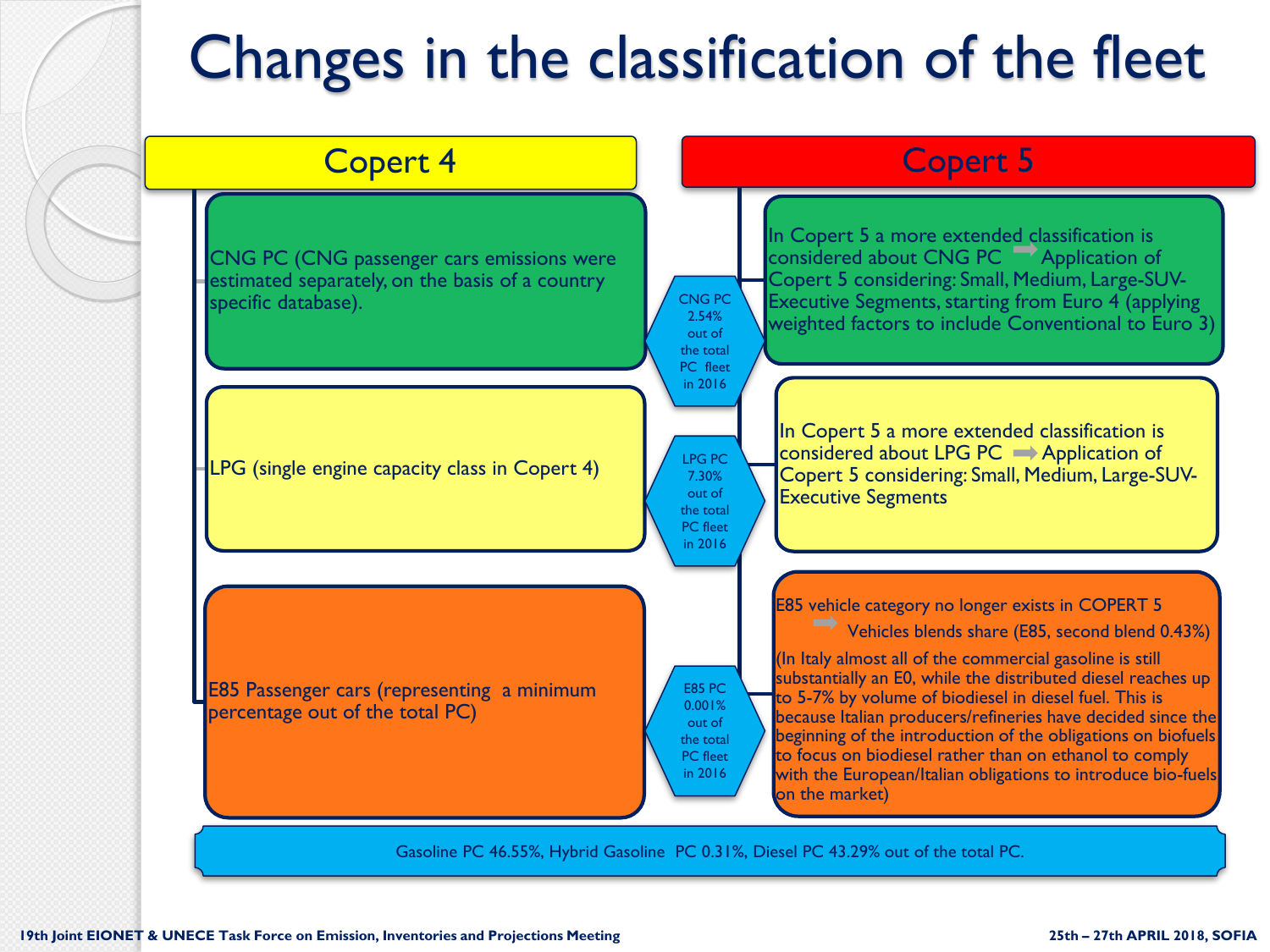# Changes in the classification of the fleet

| Copert 4 | | Copert 5 |
|---|---|---|
| CNG PC (CNG passenger cars emissions were estimated separately, on the basis of a country specific database). | CNG PC 2.54% out of the total PC fleet in 2016 | In Copert 5 a more extended classification is considered about CNG PC ➡ Application of Copert 5 considering: Small, Medium, Large-SUV-Executive Segments, starting from Euro 4 (applying weighted factors to include Conventional to Euro 3) |
| LPG (single engine capacity class in Copert 4) | LPG PC 7.30% out of the total PC fleet in 2016 | In Copert 5 a more extended classification is considered about LPG PC ➡ Application of Copert 5 considering: Small, Medium, Large-SUV-Executive Segments |
| E85 Passenger cars (representing a minimum percentage out of the total PC) | E85 PC 0.001% out of the total PC fleet in 2016 | E85 vehicle category no longer exists in COPERT 5 ➡ Vehicles blends share (E85, second blend 0.43%) (In Italy almost all of the commercial gasoline is still substantially an E0, while the distributed diesel reaches up to 5-7% by volume of biodiesel in diesel fuel. This is because Italian producers/refineries have decided since the beginning of the introduction of the obligations on biofuels to focus on biodiesel rather than on ethanol to comply with the European/Italian obligations to introduce bio-fuels on the market) |

Gasoline PC 46.55%, Hybrid Gasoline PC 0.31%, Diesel PC 43.29% out of the total PC.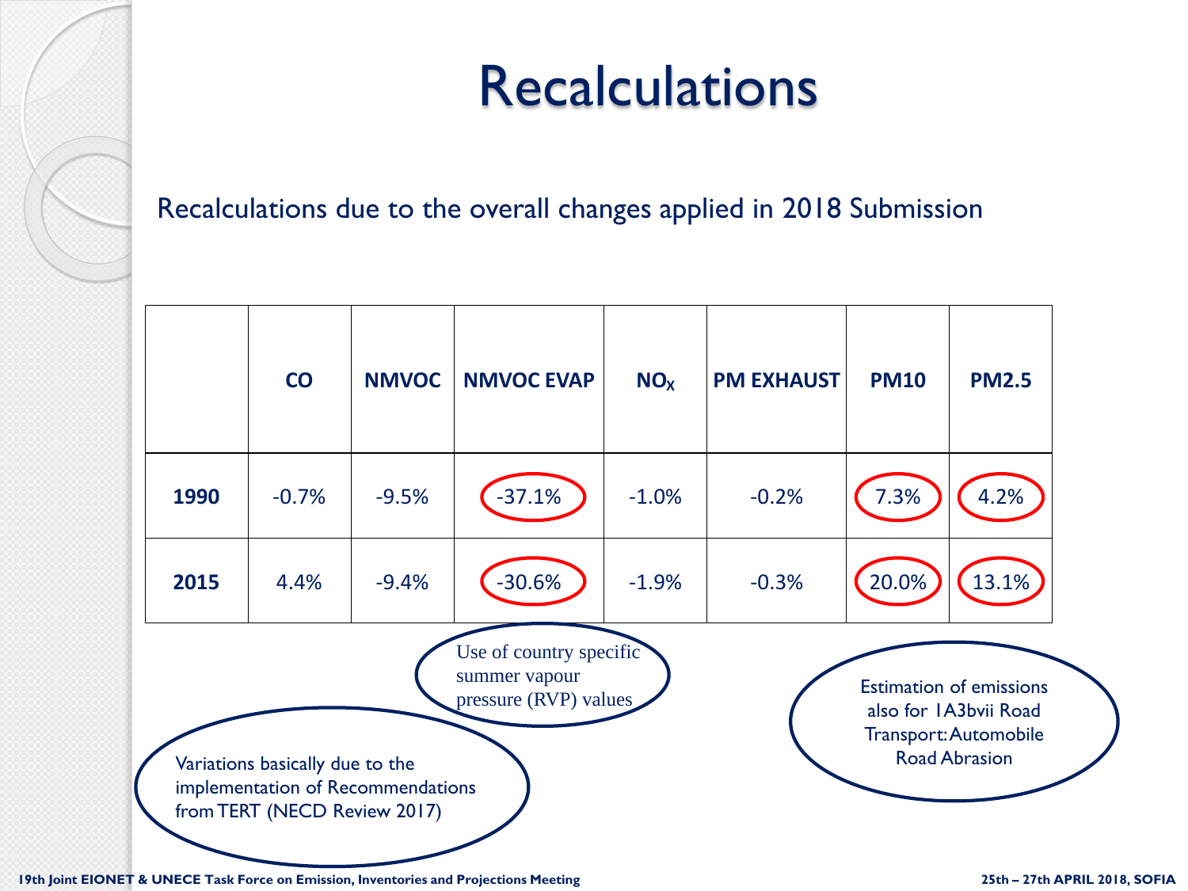# Recalculations

Recalculations due to the overall changes applied in 2018 Submission

| | CO | NMVOC | NMVOC EVAP | $NO_X$ | PM EXHAUST | PM10 | PM2.5 |
|---|---|---|---|---|---|---|---|
| **1990** | -0.7% | -9.5% | -37.1% | -1.0% | -0.2% | 7.3% | 4.2% |
| **2015** | 4.4% | -9.4% | -30.6% | -1.9% | -0.3% | 20.0% | 13.1% |

Use of country specific summer vapour pressure (RVP) values

Estimation of emissions also for 1A3bvii Road Transport: Automobile Road Abrasion

Variations basically due to the implementation of Recommendations from TERT (NECD Review 2017)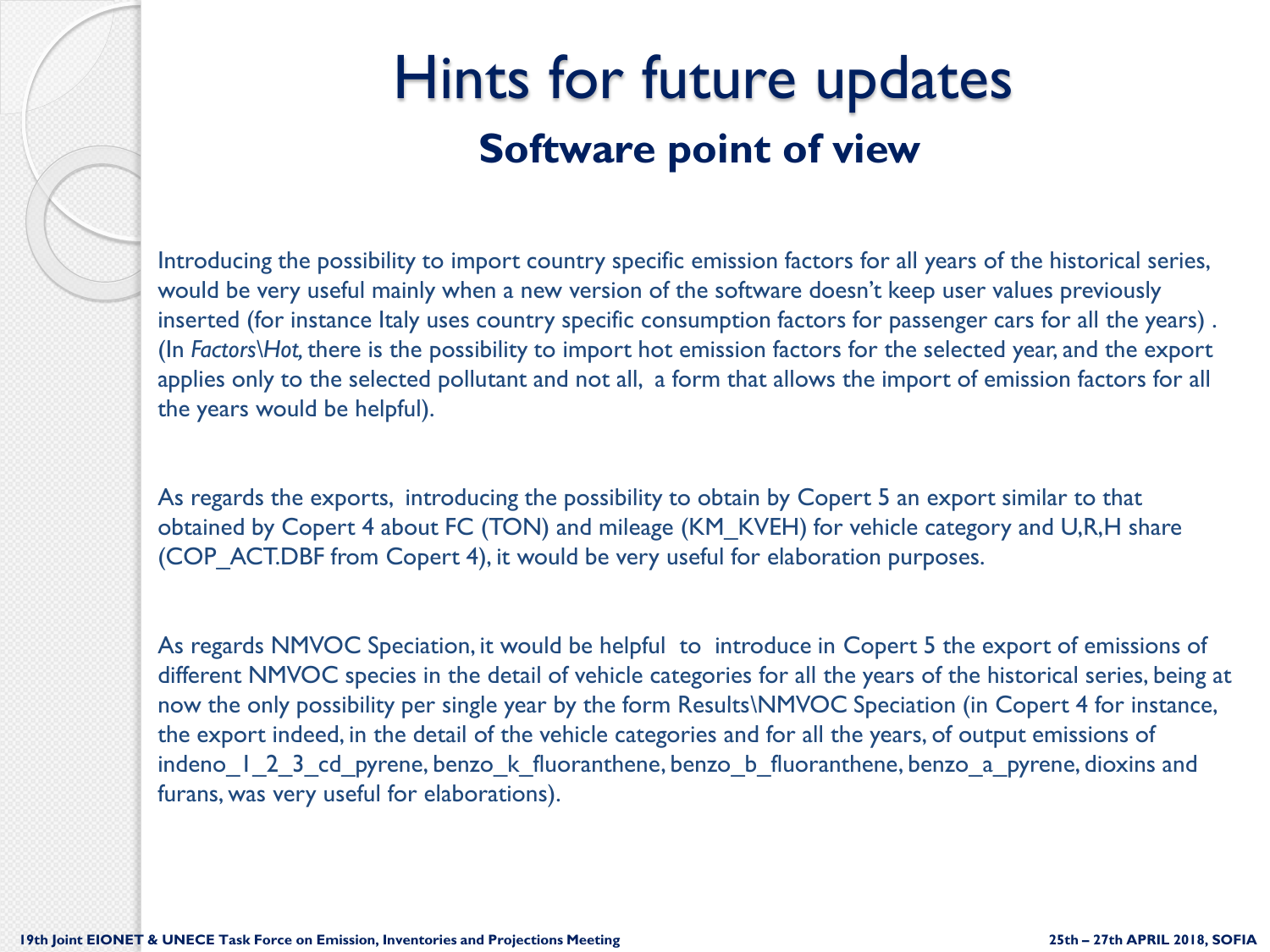# Hints for future updates

## Software point of view

Introducing the possibility to import country specific emission factors for all years of the historical series, would be very useful mainly when a new version of the software doesn't keep user values previously inserted (for instance Italy uses country specific consumption factors for passenger cars for all the years) . (In *Factors\Hot,* there is the possibility to import hot emission factors for the selected year, and the export applies only to the selected pollutant and not all, a form that allows the import of emission factors for all the years would be helpful).

As regards the exports, introducing the possibility to obtain by Copert 5 an export similar to that obtained by Copert 4 about FC (TON) and mileage (KM_KVEH) for vehicle category and U,R,H share (COP_ACT.DBF from Copert 4), it would be very useful for elaboration purposes.

As regards NMVOC Speciation, it would be helpful to introduce in Copert 5 the export of emissions of different NMVOC species in the detail of vehicle categories for all the years of the historical series, being at now the only possibility per single year by the form Results\NMVOC Speciation (in Copert 4 for instance, the export indeed, in the detail of the vehicle categories and for all the years, of output emissions of indeno_1_2_3_cd_pyrene, benzo_k_fluoranthene, benzo_b_fluoranthene, benzo_a_pyrene, dioxins and furans, was very useful for elaborations).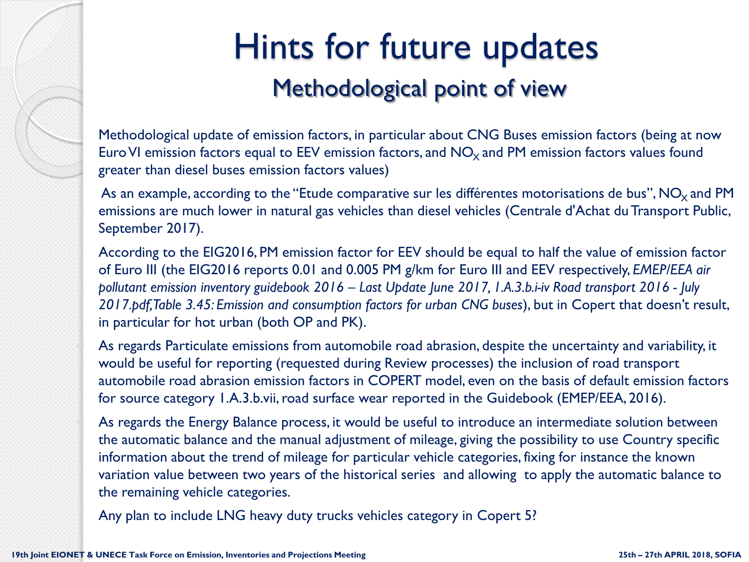# Hints for future updates

## Methodological point of view

Methodological update of emission factors, in particular about CNG Buses emission factors (being at now Euro VI emission factors equal to EEV emission factors, and $NO_X$ and PM emission factors values found greater than diesel buses emission factors values)

As an example, according to the "Etude comparative sur les différentes motorisations de bus", $NO_X$ and PM emissions are much lower in natural gas vehicles than diesel vehicles (Centrale d'Achat du Transport Public, September 2017).

According to the EIG2016, PM emission factor for EEV should be equal to half the value of emission factor of Euro III (the EIG2016 reports 0.01 and 0.005 PM g/km for Euro III and EEV respectively, *EMEP/EEA air pollutant emission inventory guidebook 2016 – Last Update June 2017, 1.A.3.b.i-iv Road transport 2016 - July 2017.pdf, Table 3.45: Emission and consumption factors for urban CNG buses*), but in Copert that doesn't result, in particular for hot urban (both OP and PK).

As regards Particulate emissions from automobile road abrasion, despite the uncertainty and variability, it would be useful for reporting (requested during Review processes) the inclusion of road transport automobile road abrasion emission factors in COPERT model, even on the basis of default emission factors for source category 1.A.3.b.vii, road surface wear reported in the Guidebook (EMEP/EEA, 2016).

As regards the Energy Balance process, it would be useful to introduce an intermediate solution between the automatic balance and the manual adjustment of mileage, giving the possibility to use Country specific information about the trend of mileage for particular vehicle categories, fixing for instance the known variation value between two years of the historical series and allowing to apply the automatic balance to the remaining vehicle categories.

Any plan to include LNG heavy duty trucks vehicles category in Copert 5?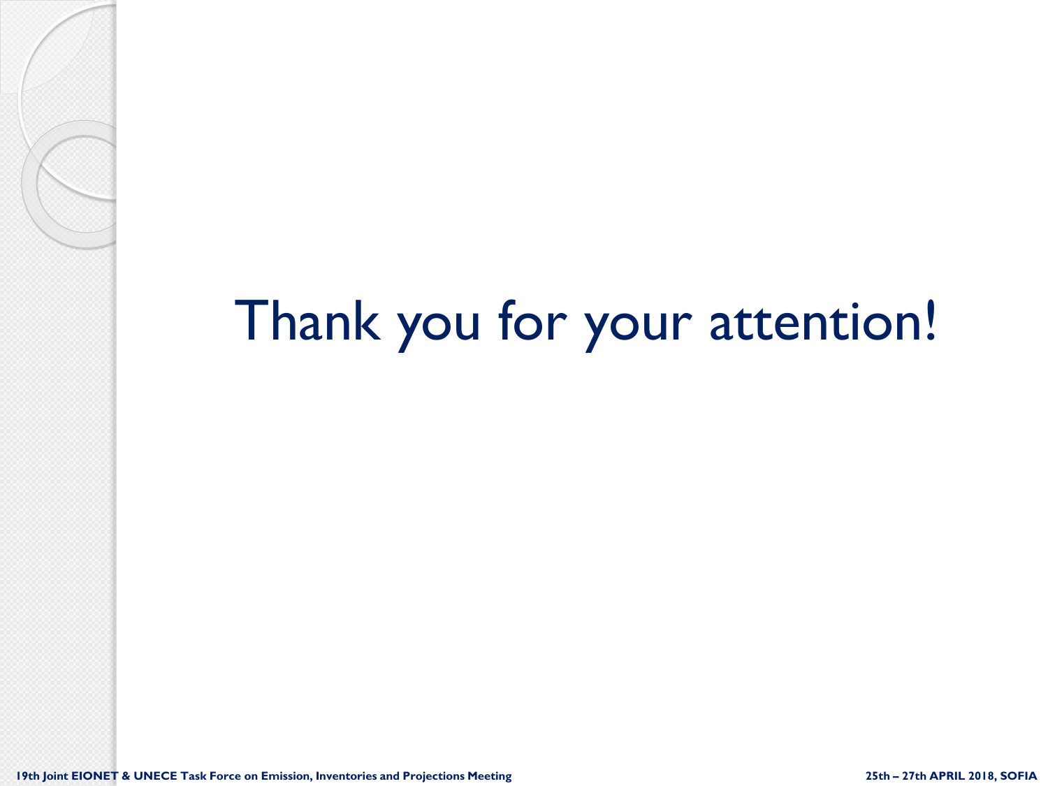# Thank you for your attention!